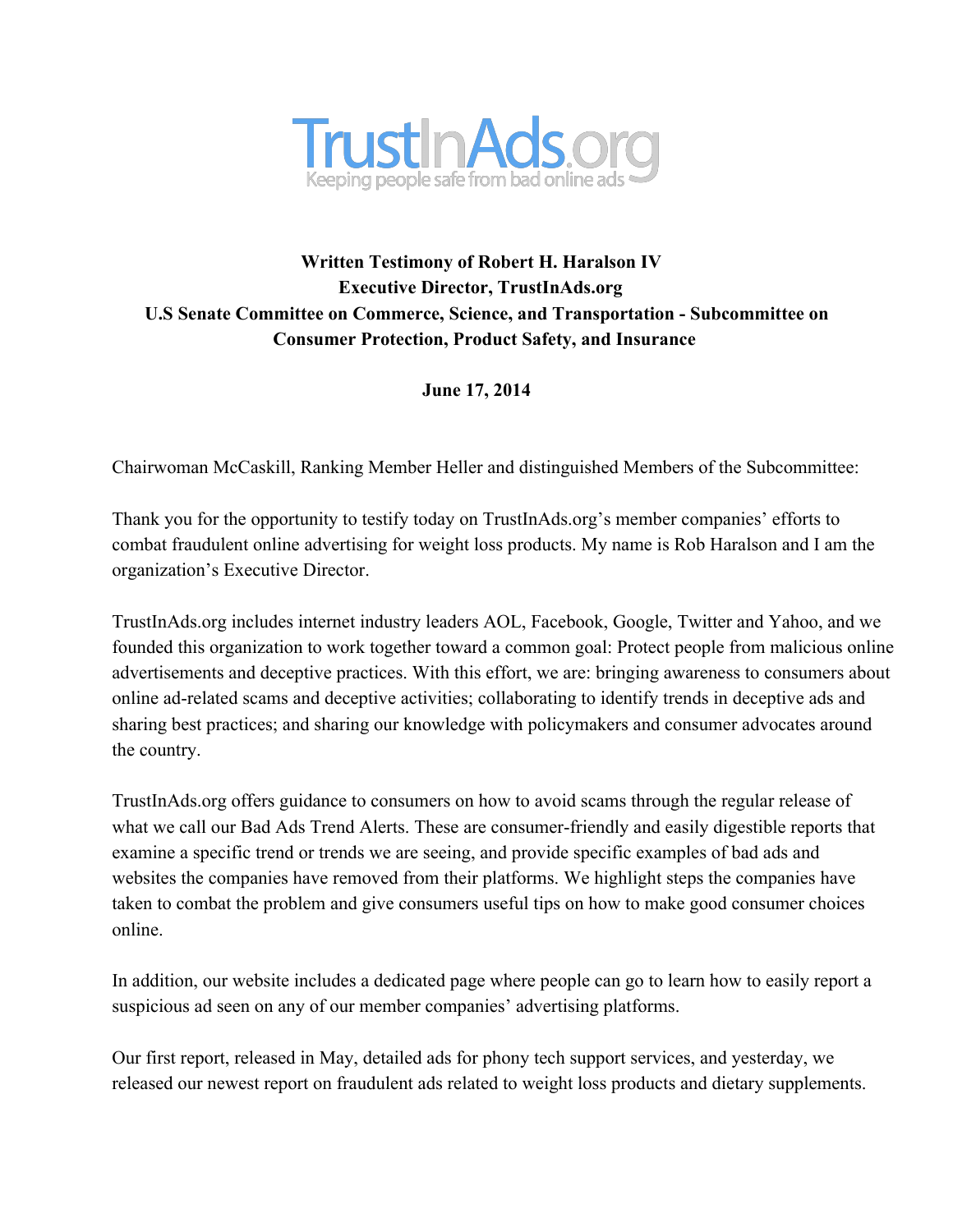TrustInAds.org

Keeping people safe from bad online ads

**Written Testimony of Robert H. Haralson IV**
**Executive Director, TrustInAds.org**
**U.S Senate Committee on Commerce, Science, and Transportation - Subcommittee on Consumer Protection, Product Safety, and Insurance**

**June 17, 2014**

Chairwoman McCaskill, Ranking Member Heller and distinguished Members of the Subcommittee:

Thank you for the opportunity to testify today on TrustInAds.org's member companies' efforts to combat fraudulent online advertising for weight loss products. My name is Rob Haralson and I am the organization's Executive Director.

TrustInAds.org includes internet industry leaders AOL, Facebook, Google, Twitter and Yahoo, and we founded this organization to work together toward a common goal: Protect people from malicious online advertisements and deceptive practices. With this effort, we are: bringing awareness to consumers about online ad-related scams and deceptive activities; collaborating to identify trends in deceptive ads and sharing best practices; and sharing our knowledge with policymakers and consumer advocates around the country.

TrustInAds.org offers guidance to consumers on how to avoid scams through the regular release of what we call our Bad Ads Trend Alerts. These are consumer-friendly and easily digestible reports that examine a specific trend or trends we are seeing, and provide specific examples of bad ads and websites the companies have removed from their platforms. We highlight steps the companies have taken to combat the problem and give consumers useful tips on how to make good consumer choices online.

In addition, our website includes a dedicated page where people can go to learn how to easily report a suspicious ad seen on any of our member companies' advertising platforms.

Our first report, released in May, detailed ads for phony tech support services, and yesterday, we released our newest report on fraudulent ads related to weight loss products and dietary supplements.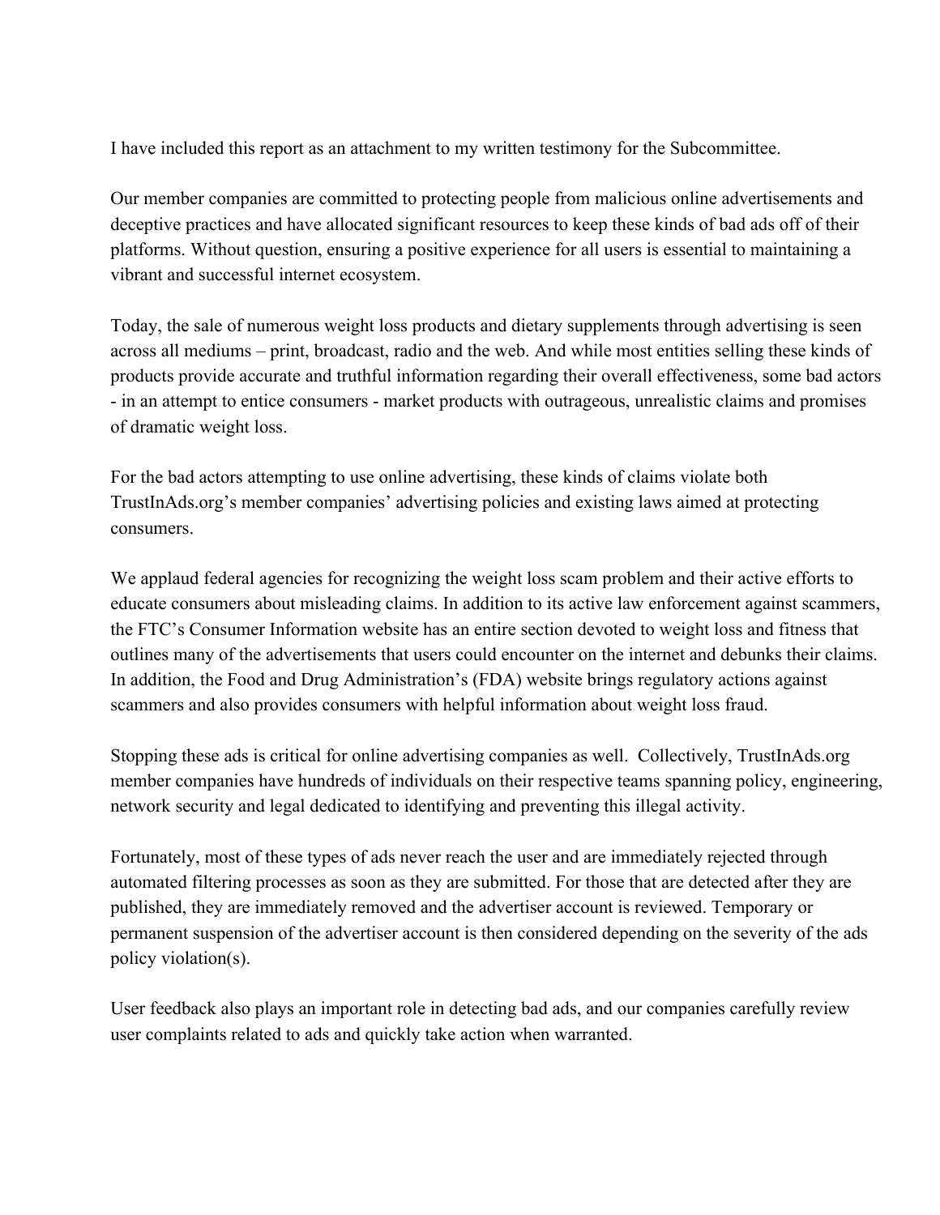I have included this report as an attachment to my written testimony for the Subcommittee.

Our member companies are committed to protecting people from malicious online advertisements and deceptive practices and have allocated significant resources to keep these kinds of bad ads off of their platforms. Without question, ensuring a positive experience for all users is essential to maintaining a vibrant and successful internet ecosystem.

Today, the sale of numerous weight loss products and dietary supplements through advertising is seen across all mediums – print, broadcast, radio and the web. And while most entities selling these kinds of products provide accurate and truthful information regarding their overall effectiveness, some bad actors - in an attempt to entice consumers - market products with outrageous, unrealistic claims and promises of dramatic weight loss.

For the bad actors attempting to use online advertising, these kinds of claims violate both TrustInAds.org's member companies' advertising policies and existing laws aimed at protecting consumers.

We applaud federal agencies for recognizing the weight loss scam problem and their active efforts to educate consumers about misleading claims. In addition to its active law enforcement against scammers, the FTC's Consumer Information website has an entire section devoted to weight loss and fitness that outlines many of the advertisements that users could encounter on the internet and debunks their claims. In addition, the Food and Drug Administration's (FDA) website brings regulatory actions against scammers and also provides consumers with helpful information about weight loss fraud.

Stopping these ads is critical for online advertising companies as well. Collectively, TrustInAds.org member companies have hundreds of individuals on their respective teams spanning policy, engineering, network security and legal dedicated to identifying and preventing this illegal activity.

Fortunately, most of these types of ads never reach the user and are immediately rejected through automated filtering processes as soon as they are submitted. For those that are detected after they are published, they are immediately removed and the advertiser account is reviewed. Temporary or permanent suspension of the advertiser account is then considered depending on the severity of the ads policy violation(s).

User feedback also plays an important role in detecting bad ads, and our companies carefully review user complaints related to ads and quickly take action when warranted.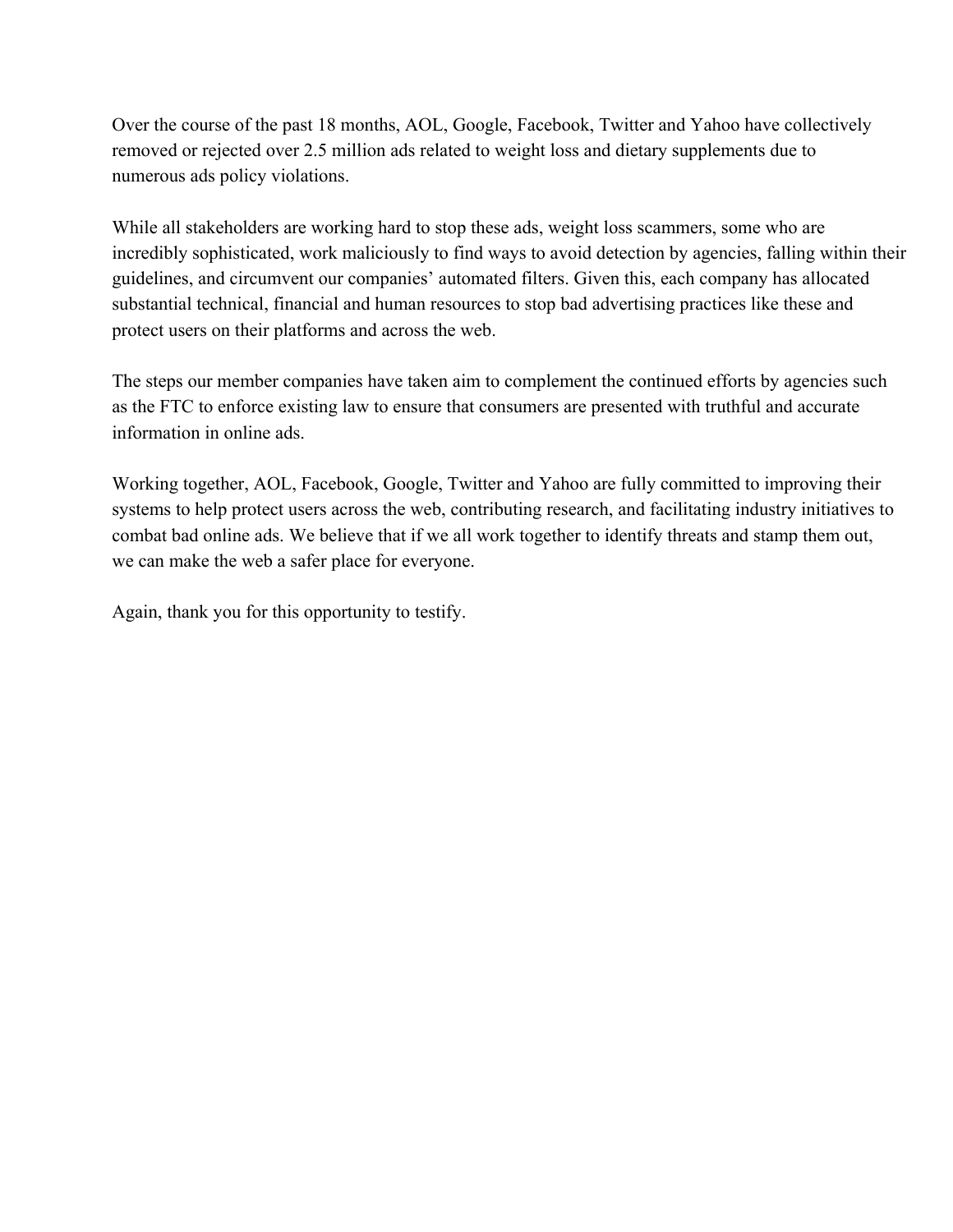Over the course of the past 18 months, AOL, Google, Facebook, Twitter and Yahoo have collectively removed or rejected over 2.5 million ads related to weight loss and dietary supplements due to numerous ads policy violations.

While all stakeholders are working hard to stop these ads, weight loss scammers, some who are incredibly sophisticated, work maliciously to find ways to avoid detection by agencies, falling within their guidelines, and circumvent our companies' automated filters. Given this, each company has allocated substantial technical, financial and human resources to stop bad advertising practices like these and protect users on their platforms and across the web.

The steps our member companies have taken aim to complement the continued efforts by agencies such as the FTC to enforce existing law to ensure that consumers are presented with truthful and accurate information in online ads.

Working together, AOL, Facebook, Google, Twitter and Yahoo are fully committed to improving their systems to help protect users across the web, contributing research, and facilitating industry initiatives to combat bad online ads. We believe that if we all work together to identify threats and stamp them out, we can make the web a safer place for everyone.

Again, thank you for this opportunity to testify.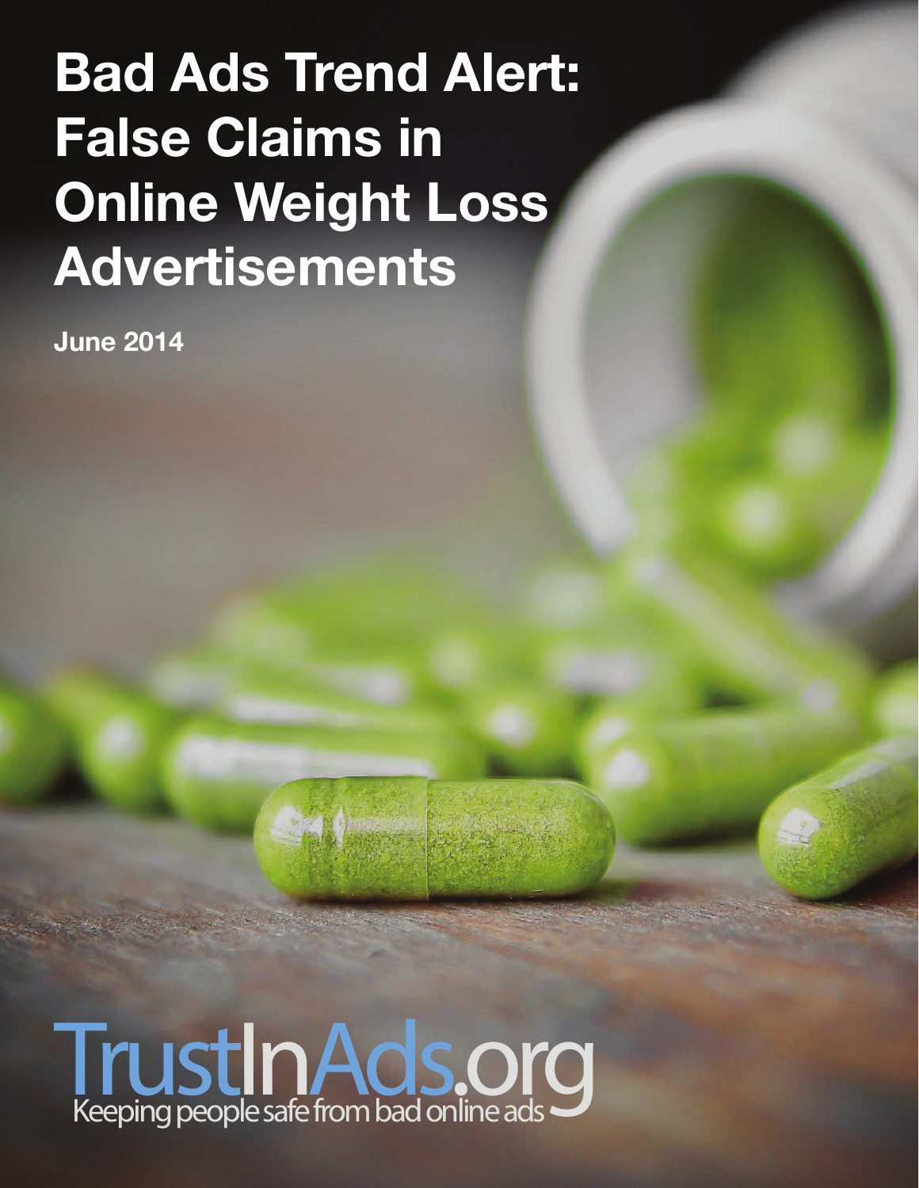# Bad Ads Trend Alert: False Claims in Online Weight Loss Advertisements

**June 2014**

TrustInAds.org

Keeping people safe from bad online ads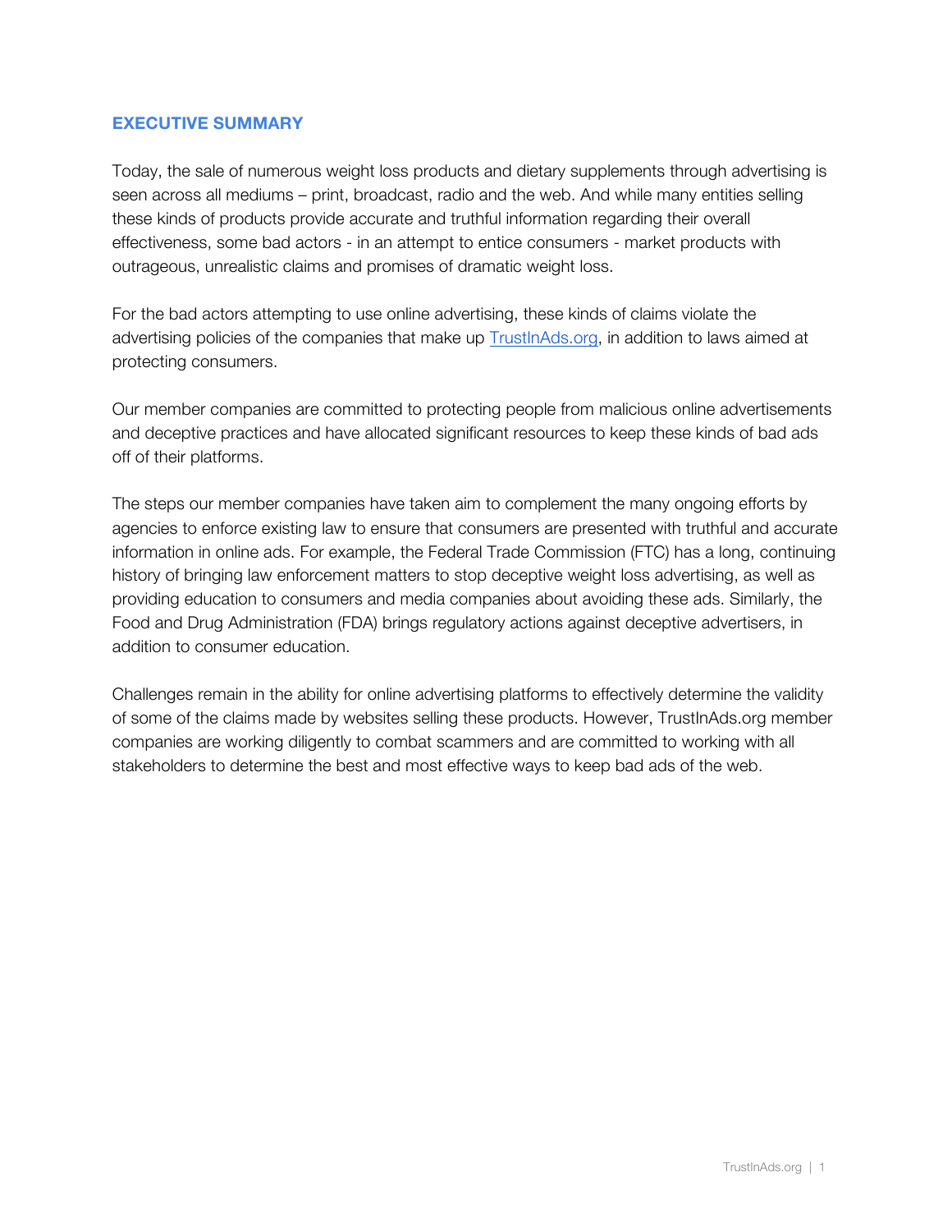## EXECUTIVE SUMMARY

Today, the sale of numerous weight loss products and dietary supplements through advertising is seen across all mediums – print, broadcast, radio and the web. And while many entities selling these kinds of products provide accurate and truthful information regarding their overall effectiveness, some bad actors - in an attempt to entice consumers - market products with outrageous, unrealistic claims and promises of dramatic weight loss.

For the bad actors attempting to use online advertising, these kinds of claims violate the advertising policies of the companies that make up TrustInAds.org, in addition to laws aimed at protecting consumers.

Our member companies are committed to protecting people from malicious online advertisements and deceptive practices and have allocated significant resources to keep these kinds of bad ads off of their platforms.

The steps our member companies have taken aim to complement the many ongoing efforts by agencies to enforce existing law to ensure that consumers are presented with truthful and accurate information in online ads. For example, the Federal Trade Commission (FTC) has a long, continuing history of bringing law enforcement matters to stop deceptive weight loss advertising, as well as providing education to consumers and media companies about avoiding these ads. Similarly, the Food and Drug Administration (FDA) brings regulatory actions against deceptive advertisers, in addition to consumer education.

Challenges remain in the ability for online advertising platforms to effectively determine the validity of some of the claims made by websites selling these products. However, TrustInAds.org member companies are working diligently to combat scammers and are committed to working with all stakeholders to determine the best and most effective ways to keep bad ads of the web.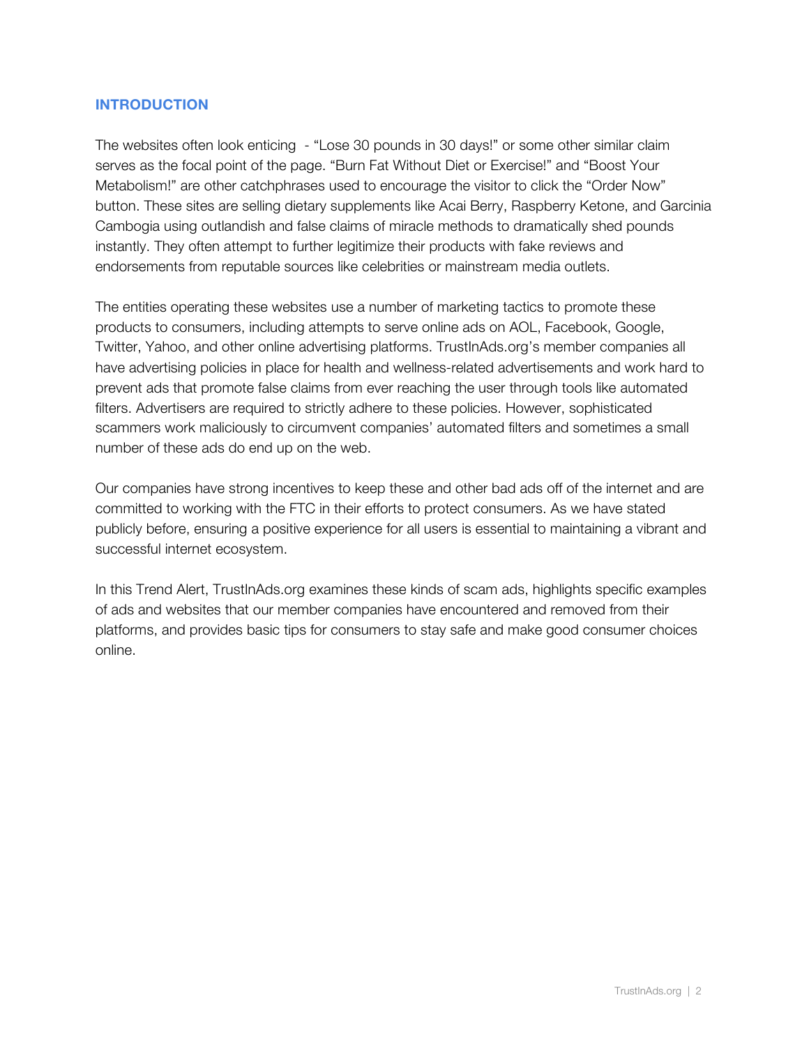## INTRODUCTION

The websites often look enticing - "Lose 30 pounds in 30 days!" or some other similar claim serves as the focal point of the page. "Burn Fat Without Diet or Exercise!" and "Boost Your Metabolism!" are other catchphrases used to encourage the visitor to click the "Order Now" button. These sites are selling dietary supplements like Acai Berry, Raspberry Ketone, and Garcinia Cambogia using outlandish and false claims of miracle methods to dramatically shed pounds instantly. They often attempt to further legitimize their products with fake reviews and endorsements from reputable sources like celebrities or mainstream media outlets.

The entities operating these websites use a number of marketing tactics to promote these products to consumers, including attempts to serve online ads on AOL, Facebook, Google, Twitter, Yahoo, and other online advertising platforms. TrustInAds.org's member companies all have advertising policies in place for health and wellness-related advertisements and work hard to prevent ads that promote false claims from ever reaching the user through tools like automated filters. Advertisers are required to strictly adhere to these policies. However, sophisticated scammers work maliciously to circumvent companies' automated filters and sometimes a small number of these ads do end up on the web.

Our companies have strong incentives to keep these and other bad ads off of the internet and are committed to working with the FTC in their efforts to protect consumers. As we have stated publicly before, ensuring a positive experience for all users is essential to maintaining a vibrant and successful internet ecosystem.

In this Trend Alert, TrustInAds.org examines these kinds of scam ads, highlights specific examples of ads and websites that our member companies have encountered and removed from their platforms, and provides basic tips for consumers to stay safe and make good consumer choices online.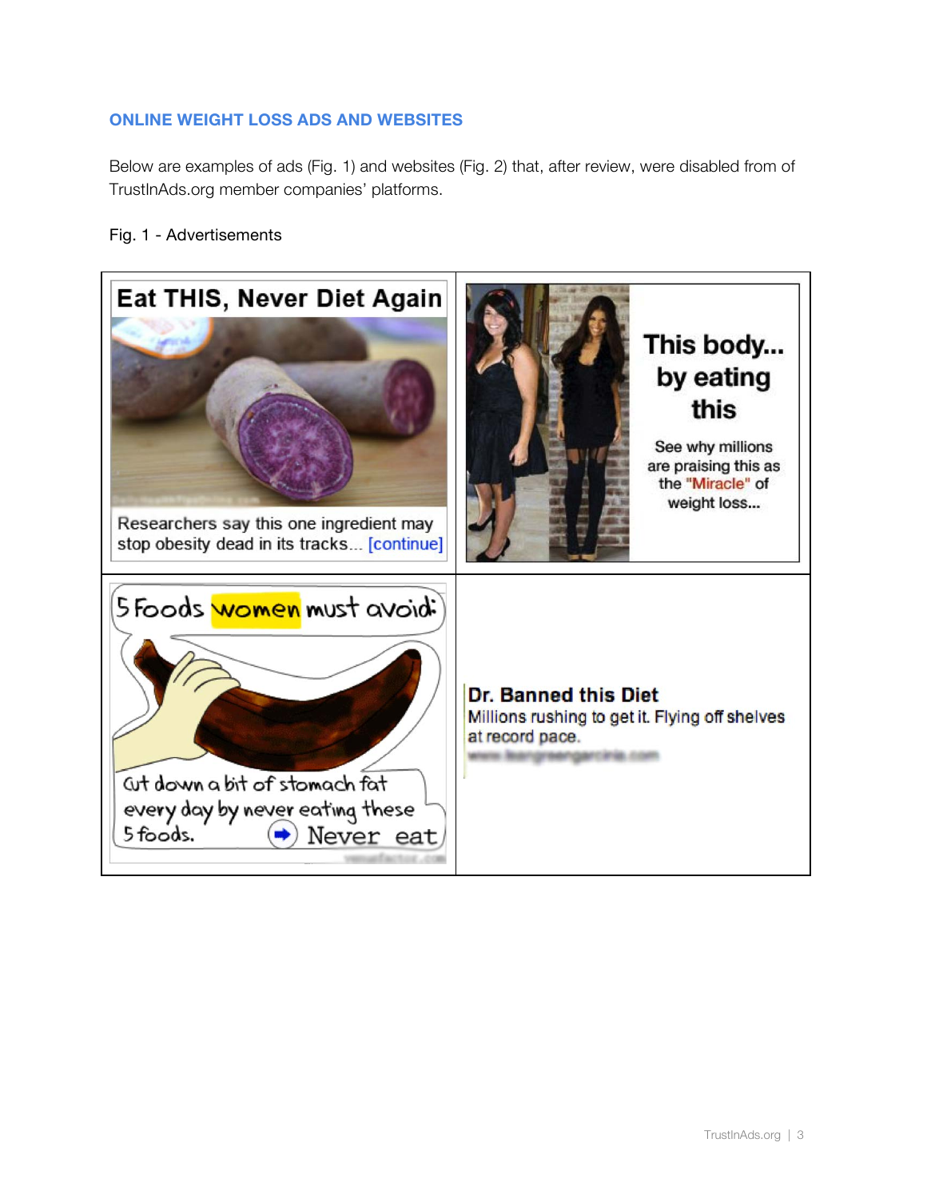## ONLINE WEIGHT LOSS ADS AND WEBSITES

Below are examples of ads (Fig. 1) and websites (Fig. 2) that, after review, were disabled from of TrustInAds.org member companies' platforms.

Fig. 1 - Advertisements

| | |
|---|---|
| **Eat THIS, Never Diet Again**<br>Researchers say this one ingredient may stop obesity dead in its tracks... [continue] | **This body... by eating this**<br>See why millions are praising this as the "Miracle" of weight loss... |
| 5 Foods women must avoid:<br>Cut down a bit of stomach fat every day by never eating these 5 foods. Never eat | **Dr. Banned this Diet**<br>Millions rushing to get it. Flying off shelves at record pace. |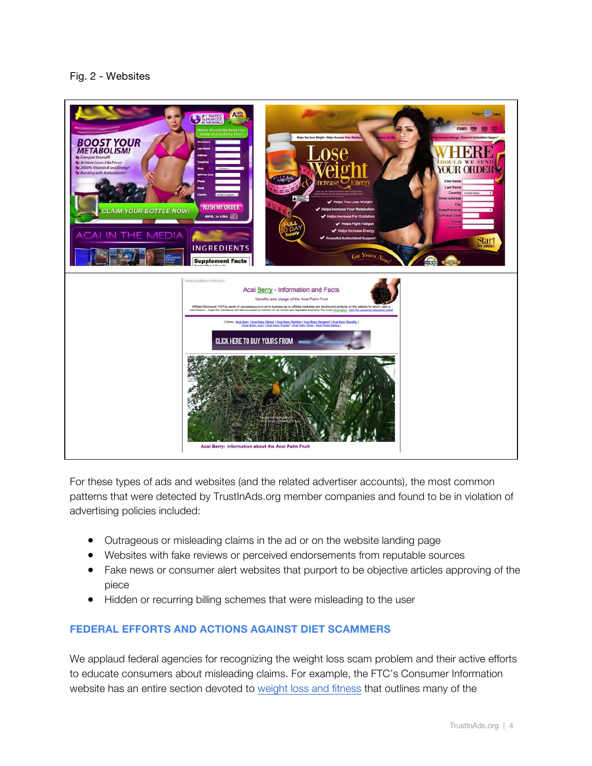Fig. 2 - Websites

For these types of ads and websites (and the related advertiser accounts), the most common patterns that were detected by TrustInAds.org member companies and found to be in violation of advertising policies included:

- Outrageous or misleading claims in the ad or on the website landing page
- Websites with fake reviews or perceived endorsements from reputable sources
- Fake news or consumer alert websites that purport to be objective articles approving of the piece
- Hidden or recurring billing schemes that were misleading to the user

## FEDERAL EFFORTS AND ACTIONS AGAINST DIET SCAMMERS

We applaud federal agencies for recognizing the weight loss scam problem and their active efforts to educate consumers about misleading claims. For example, the FTC's Consumer Information website has an entire section devoted to weight loss and fitness that outlines many of the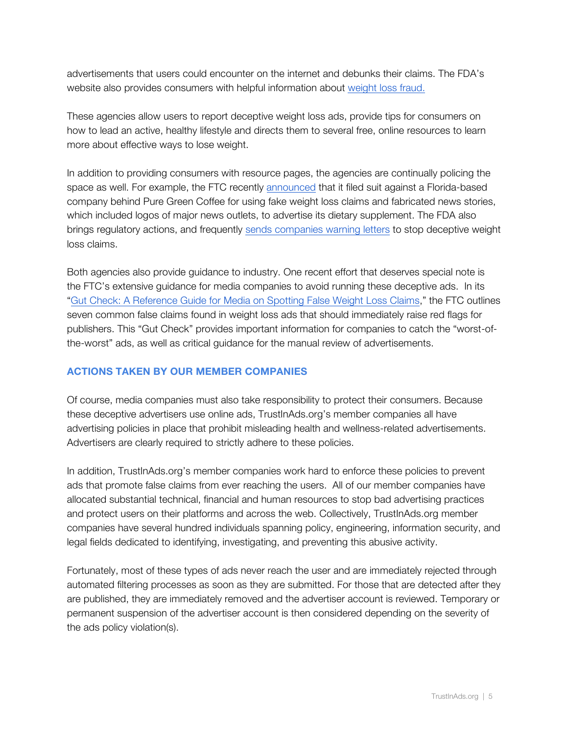advertisements that users could encounter on the internet and debunks their claims. The FDA's website also provides consumers with helpful information about weight loss fraud.

These agencies allow users to report deceptive weight loss ads, provide tips for consumers on how to lead an active, healthy lifestyle and directs them to several free, online resources to learn more about effective ways to lose weight.

In addition to providing consumers with resource pages, the agencies are continually policing the space as well. For example, the FTC recently announced that it filed suit against a Florida-based company behind Pure Green Coffee for using fake weight loss claims and fabricated news stories, which included logos of major news outlets, to advertise its dietary supplement. The FDA also brings regulatory actions, and frequently sends companies warning letters to stop deceptive weight loss claims.

Both agencies also provide guidance to industry. One recent effort that deserves special note is the FTC's extensive guidance for media companies to avoid running these deceptive ads. In its "Gut Check: A Reference Guide for Media on Spotting False Weight Loss Claims," the FTC outlines seven common false claims found in weight loss ads that should immediately raise red flags for publishers. This "Gut Check" provides important information for companies to catch the "worst-of-the-worst" ads, as well as critical guidance for the manual review of advertisements.

## ACTIONS TAKEN BY OUR MEMBER COMPANIES

Of course, media companies must also take responsibility to protect their consumers. Because these deceptive advertisers use online ads, TrustInAds.org's member companies all have advertising policies in place that prohibit misleading health and wellness-related advertisements. Advertisers are clearly required to strictly adhere to these policies.

In addition, TrustInAds.org's member companies work hard to enforce these policies to prevent ads that promote false claims from ever reaching the users. All of our member companies have allocated substantial technical, financial and human resources to stop bad advertising practices and protect users on their platforms and across the web. Collectively, TrustInAds.org member companies have several hundred individuals spanning policy, engineering, information security, and legal fields dedicated to identifying, investigating, and preventing this abusive activity.

Fortunately, most of these types of ads never reach the user and are immediately rejected through automated filtering processes as soon as they are submitted. For those that are detected after they are published, they are immediately removed and the advertiser account is reviewed. Temporary or permanent suspension of the advertiser account is then considered depending on the severity of the ads policy violation(s).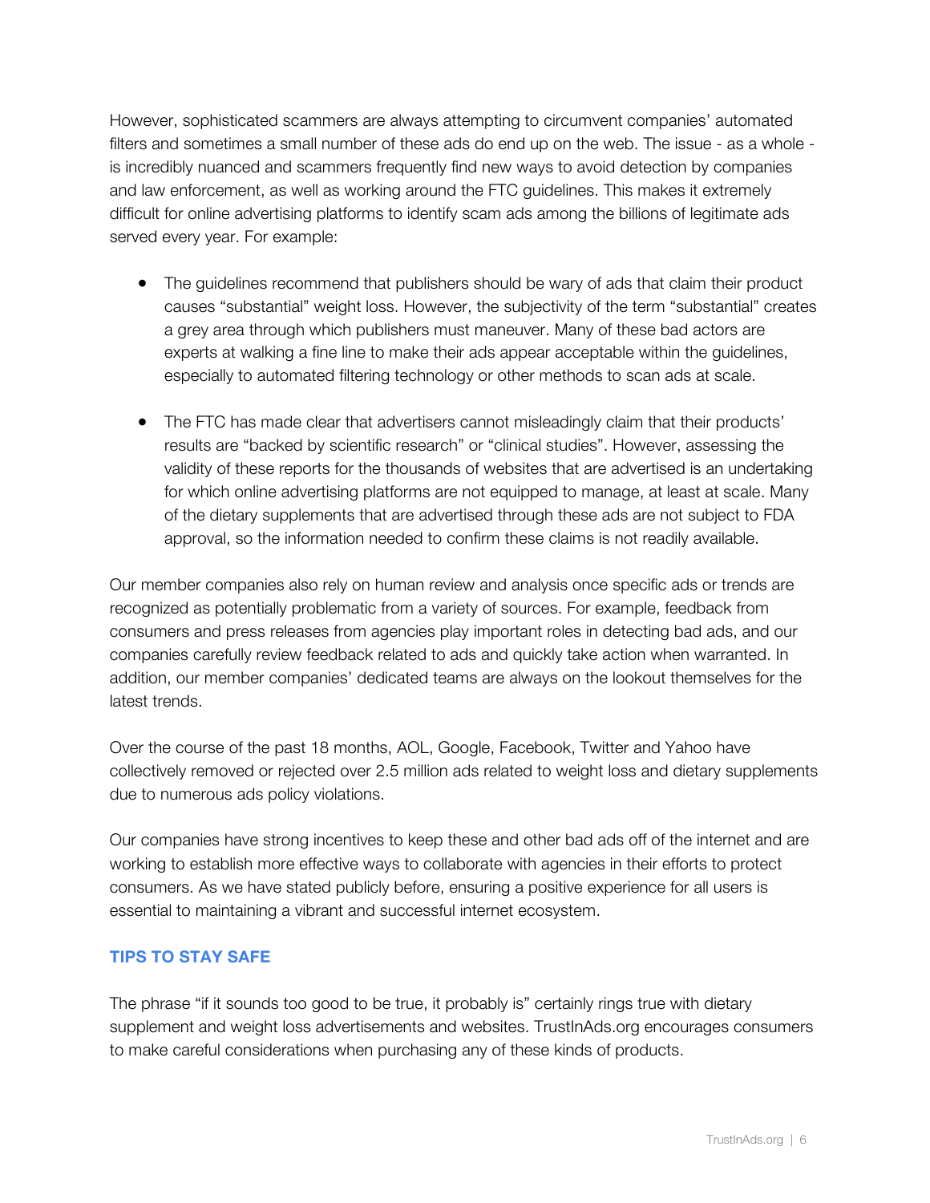However, sophisticated scammers are always attempting to circumvent companies' automated filters and sometimes a small number of these ads do end up on the web. The issue - as a whole - is incredibly nuanced and scammers frequently find new ways to avoid detection by companies and law enforcement, as well as working around the FTC guidelines. This makes it extremely difficult for online advertising platforms to identify scam ads among the billions of legitimate ads served every year. For example:

- The guidelines recommend that publishers should be wary of ads that claim their product causes "substantial" weight loss. However, the subjectivity of the term "substantial" creates a grey area through which publishers must maneuver. Many of these bad actors are experts at walking a fine line to make their ads appear acceptable within the guidelines, especially to automated filtering technology or other methods to scan ads at scale.

- The FTC has made clear that advertisers cannot misleadingly claim that their products' results are "backed by scientific research" or "clinical studies". However, assessing the validity of these reports for the thousands of websites that are advertised is an undertaking for which online advertising platforms are not equipped to manage, at least at scale. Many of the dietary supplements that are advertised through these ads are not subject to FDA approval, so the information needed to confirm these claims is not readily available.

Our member companies also rely on human review and analysis once specific ads or trends are recognized as potentially problematic from a variety of sources. For example, feedback from consumers and press releases from agencies play important roles in detecting bad ads, and our companies carefully review feedback related to ads and quickly take action when warranted. In addition, our member companies' dedicated teams are always on the lookout themselves for the latest trends.

Over the course of the past 18 months, AOL, Google, Facebook, Twitter and Yahoo have collectively removed or rejected over 2.5 million ads related to weight loss and dietary supplements due to numerous ads policy violations.

Our companies have strong incentives to keep these and other bad ads off of the internet and are working to establish more effective ways to collaborate with agencies in their efforts to protect consumers. As we have stated publicly before, ensuring a positive experience for all users is essential to maintaining a vibrant and successful internet ecosystem.

## TIPS TO STAY SAFE

The phrase "if it sounds too good to be true, it probably is" certainly rings true with dietary supplement and weight loss advertisements and websites. TrustInAds.org encourages consumers to make careful considerations when purchasing any of these kinds of products.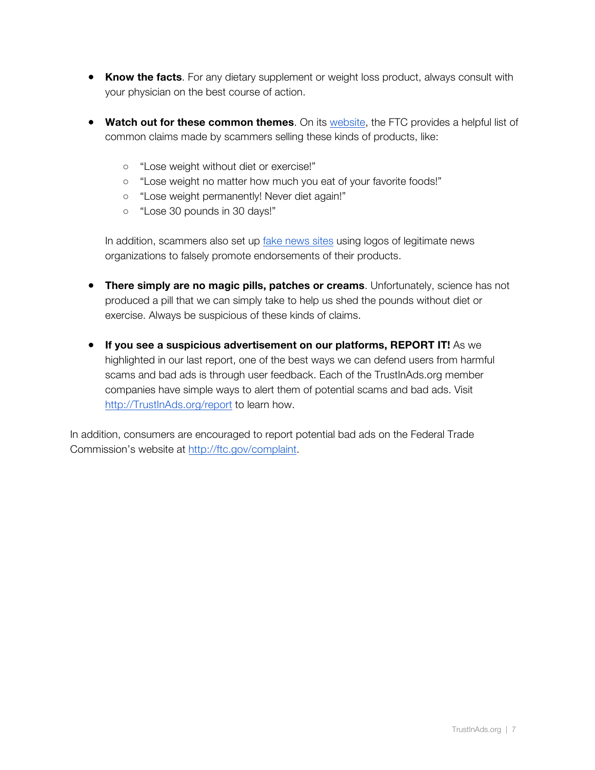- **Know the facts**. For any dietary supplement or weight loss product, always consult with your physician on the best course of action.

- **Watch out for these common themes**. On its [website](), the FTC provides a helpful list of common claims made by scammers selling these kinds of products, like:

    - "Lose weight without diet or exercise!"
    - "Lose weight no matter how much you eat of your favorite foods!"
    - "Lose weight permanently! Never diet again!"
    - "Lose 30 pounds in 30 days!"

    In addition, scammers also set up [fake news sites]() using logos of legitimate news organizations to falsely promote endorsements of their products.

- **There simply are no magic pills, patches or creams**. Unfortunately, science has not produced a pill that we can simply take to help us shed the pounds without diet or exercise. Always be suspicious of these kinds of claims.

- **If you see a suspicious advertisement on our platforms, REPORT IT!** As we highlighted in our last report, one of the best ways we can defend users from harmful scams and bad ads is through user feedback. Each of the TrustInAds.org member companies have simple ways to alert them of potential scams and bad ads. Visit [http://TrustInAds.org/report](http://TrustInAds.org/report) to learn how.

In addition, consumers are encouraged to report potential bad ads on the Federal Trade Commission's website at [http://ftc.gov/complaint](http://ftc.gov/complaint).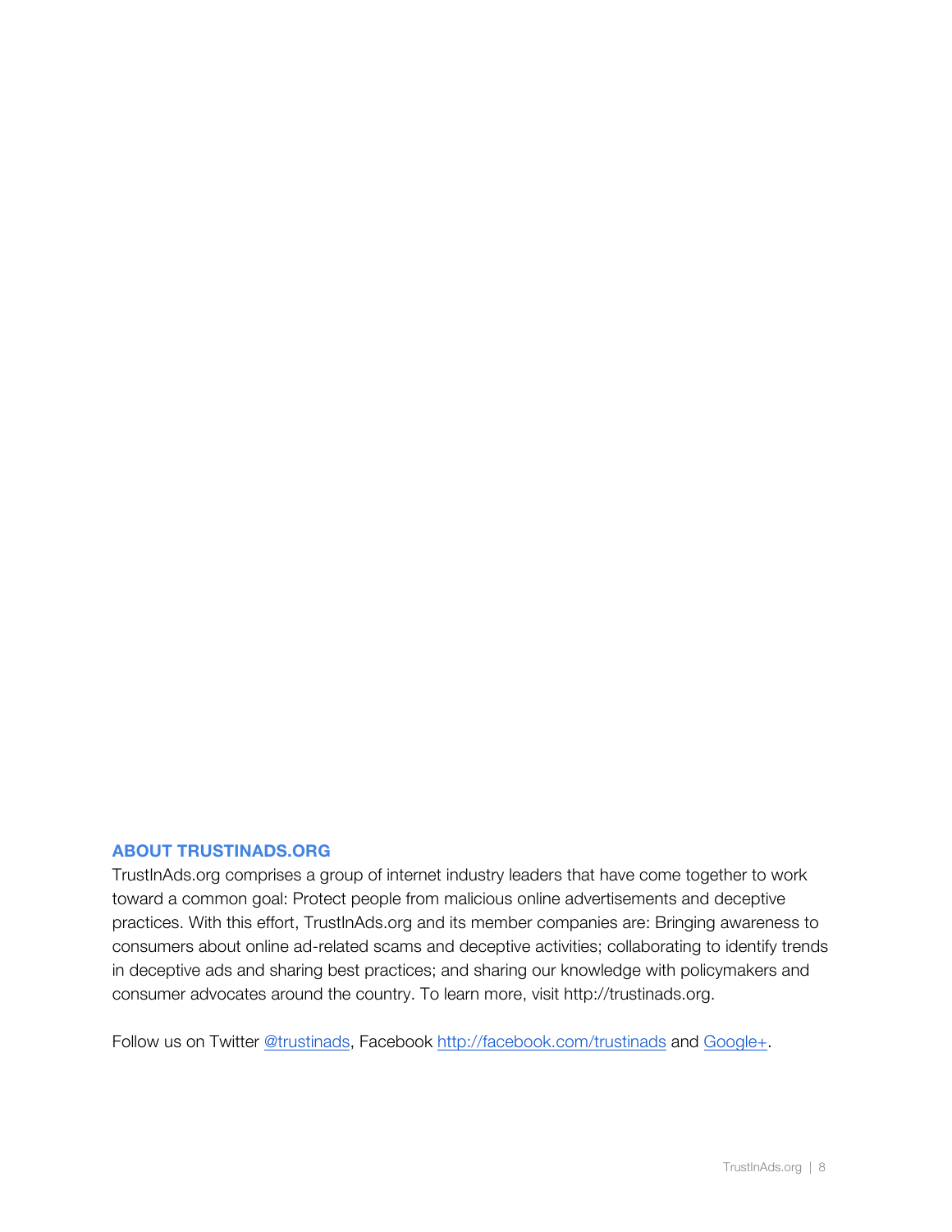## ABOUT TRUSTINADS.ORG

TrustInAds.org comprises a group of internet industry leaders that have come together to work toward a common goal: Protect people from malicious online advertisements and deceptive practices. With this effort, TrustInAds.org and its member companies are: Bringing awareness to consumers about online ad-related scams and deceptive activities; collaborating to identify trends in deceptive ads and sharing best practices; and sharing our knowledge with policymakers and consumer advocates around the country. To learn more, visit http://trustinads.org.

Follow us on Twitter @trustinads, Facebook http://facebook.com/trustinads and Google+.